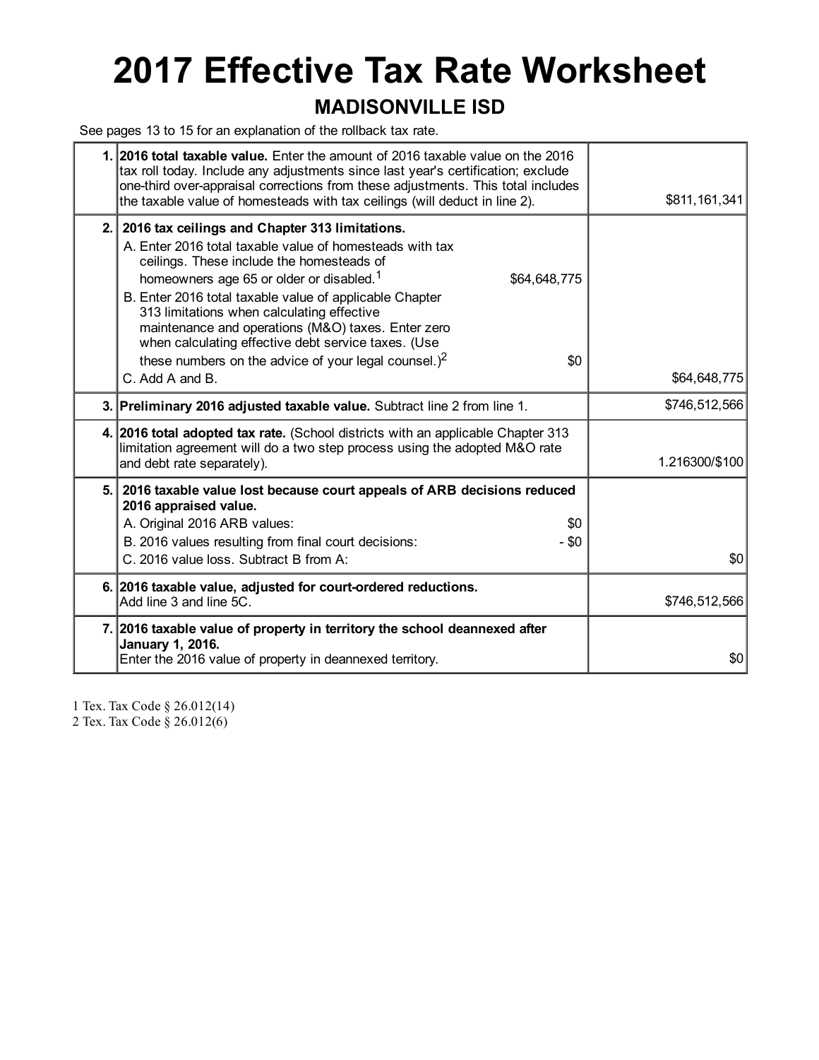# 2017 Effective Tax Rate Worksheet

## MADISONVILLE ISD

See pages 13 to 15 for an explanation of the rollback tax rate.

| | | |
|---|---|---|
| **1.** | **2016 total taxable value.** Enter the amount of 2016 taxable value on the 2016 tax roll today. Include any adjustments since last year's certification; exclude one-third over-appraisal corrections from these adjustments. This total includes the taxable value of homesteads with tax ceilings (will deduct in line 2). | $811,161,341 |
| **2.** | **2016 tax ceilings and Chapter 313 limitations.**<br>A. Enter 2016 total taxable value of homesteads with tax ceilings. These include the homesteads of homeowners age 65 or older or disabled.[1] $64,648,775<br>B. Enter 2016 total taxable value of applicable Chapter 313 limitations when calculating effective maintenance and operations (M&O) taxes. Enter zero when calculating effective debt service taxes. (Use these numbers on the advice of your legal counsel.)[2] $0<br>C. Add A and B. | $64,648,775 |
| **3.** | **Preliminary 2016 adjusted taxable value.** Subtract line 2 from line 1. | $746,512,566 |
| **4.** | **2016 total adopted tax rate.** (School districts with an applicable Chapter 313 limitation agreement will do a two step process using the adopted M&O rate and debt rate separately). | 1.216300/$100 |
| **5.** | **2016 taxable value lost because court appeals of ARB decisions reduced 2016 appraised value.**<br>A. Original 2016 ARB values: $0<br>B. 2016 values resulting from final court decisions: - $0<br>C. 2016 value loss. Subtract B from A: | $0 |
| **6.** | **2016 taxable value, adjusted for court-ordered reductions.** Add line 3 and line 5C. | $746,512,566 |
| **7.** | **2016 taxable value of property in territory the school deannexed after January 1, 2016.** Enter the 2016 value of property in deannexed territory. | $0 |

1 Tex. Tax Code § 26.012(14)
2 Tex. Tax Code § 26.012(6)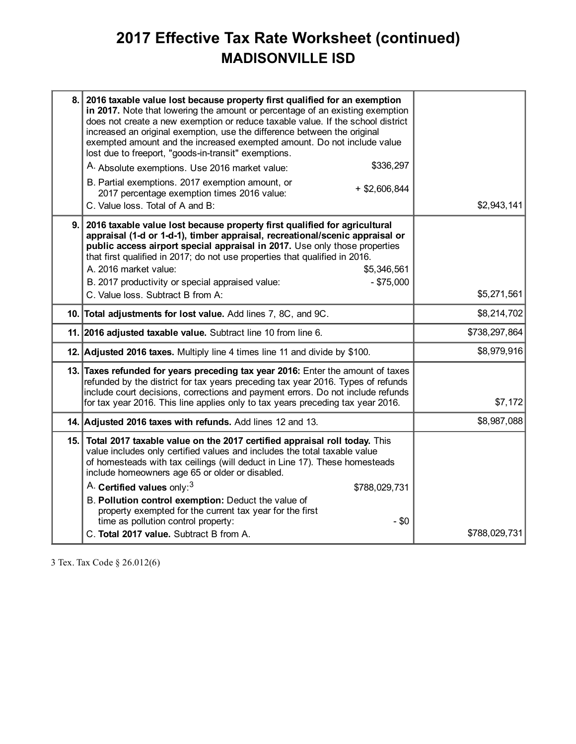# 2017 Effective Tax Rate Worksheet (continued)

## MADISONVILLE ISD

| Line | Description | Amount |
|---|---|---|
| 8. | **2016 taxable value lost because property first qualified for an exemption in 2017.** Note that lowering the amount or percentage of an existing exemption does not create a new exemption or reduce taxable value. If the school district increased an original exemption, use the difference between the original exempted amount and the increased exempted amount. Do not include value lost due to freeport, "goods-in-transit" exemptions.<br>A. Absolute exemptions. Use 2016 market value: $336,297<br>B. Partial exemptions. 2017 exemption amount, or 2017 percentage exemption times 2016 value: + $2,606,844<br>C. Value loss. Total of A and B: | $2,943,141 |
| 9. | **2016 taxable value lost because property first qualified for agricultural appraisal (1-d or 1-d-1), timber appraisal, recreational/scenic appraisal or public access airport special appraisal in 2017.** Use only those properties that first qualified in 2017; do not use properties that qualified in 2016.<br>A. 2016 market value: $5,346,561<br>B. 2017 productivity or special appraised value: - $75,000<br>C. Value loss. Subtract B from A: | $5,271,561 |
| 10. | **Total adjustments for lost value.** Add lines 7, 8C, and 9C. | $8,214,702 |
| 11. | **2016 adjusted taxable value.** Subtract line 10 from line 6. | $738,297,864 |
| 12. | **Adjusted 2016 taxes.** Multiply line 4 times line 11 and divide by $100. | $8,979,916 |
| 13. | **Taxes refunded for years preceding tax year 2016:** Enter the amount of taxes refunded by the district for tax years preceding tax year 2016. Types of refunds include court decisions, corrections and payment errors. Do not include refunds for tax year 2016. This line applies only to tax years preceding tax year 2016. | $7,172 |
| 14. | **Adjusted 2016 taxes with refunds.** Add lines 12 and 13. | $8,987,088 |
| 15. | **Total 2017 taxable value on the 2017 certified appraisal roll today.** This value includes only certified values and includes the total taxable value of homesteads with tax ceilings (will deduct in Line 17). These homesteads include homeowners age 65 or older or disabled.<br>A. **Certified values** only:[3] $788,029,731<br>B. **Pollution control exemption:** Deduct the value of property exempted for the current tax year for the first time as pollution control property: - $0<br>C. **Total 2017 value.** Subtract B from A. | $788,029,731 |

3 Tex. Tax Code § 26.012(6)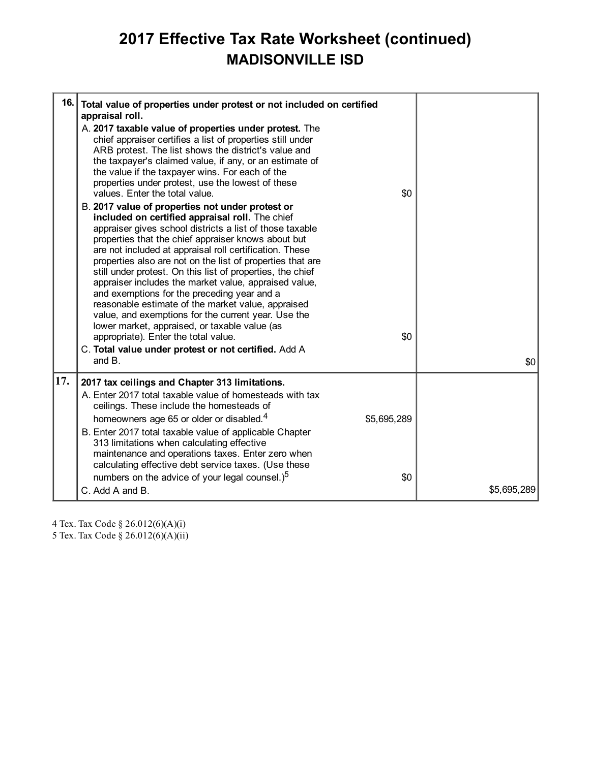# 2017 Effective Tax Rate Worksheet (continued)

## MADISONVILLE ISD

| | | | |
|---|---|---|---|
| 16. | **Total value of properties under protest or not included on certified appraisal roll.** | | |
| | A. **2017 taxable value of properties under protest.** The chief appraiser certifies a list of properties still under ARB protest. The list shows the district's value and the taxpayer's claimed value, if any, or an estimate of the value if the taxpayer wins. For each of the properties under protest, use the lowest of these values. Enter the total value. | $0 | |
| | B. **2017 value of properties not under protest or included on certified appraisal roll.** The chief appraiser gives school districts a list of those taxable properties that the chief appraiser knows about but are not included at appraisal roll certification. These properties also are not on the list of properties that are still under protest. On this list of properties, the chief appraiser includes the market value, appraised value, and exemptions for the preceding year and a reasonable estimate of the market value, appraised value, and exemptions for the current year. Use the lower market, appraised, or taxable value (as appropriate). Enter the total value. | $0 | |
| | C. **Total value under protest or not certified.** Add A and B. | | $0 |
| 17. | **2017 tax ceilings and Chapter 313 limitations.** | | |
| | A. Enter 2017 total taxable value of homesteads with tax ceilings. These include the homesteads of homeowners age 65 or older or disabled.[4] | $5,695,289 | |
| | B. Enter 2017 total taxable value of applicable Chapter 313 limitations when calculating effective maintenance and operations taxes. Enter zero when calculating effective debt service taxes. (Use these numbers on the advice of your legal counsel.)[5] | $0 | |
| | C. Add A and B. | | $5,695,289 |

4 Tex. Tax Code § 26.012(6)(A)(i)

5 Tex. Tax Code § 26.012(6)(A)(ii)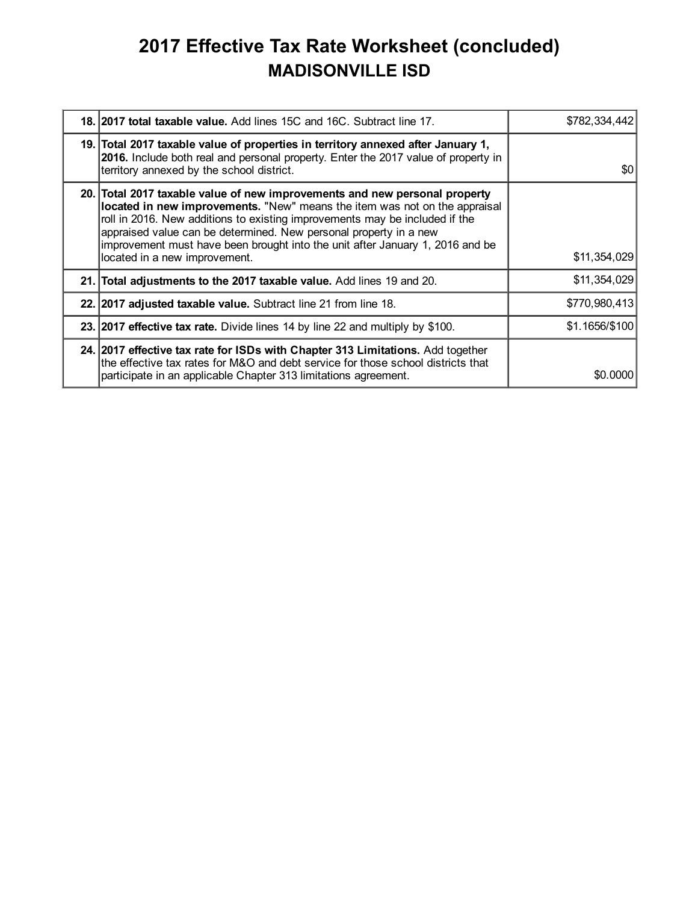# 2017 Effective Tax Rate Worksheet (concluded)

## MADISONVILLE ISD

| | | |
|---|---|---|
| **18.** | **2017 total taxable value.** Add lines 15C and 16C. Subtract line 17. | $782,334,442 |
| **19.** | **Total 2017 taxable value of properties in territory annexed after January 1, 2016.** Include both real and personal property. Enter the 2017 value of property in territory annexed by the school district. | $0 |
| **20.** | **Total 2017 taxable value of new improvements and new personal property located in new improvements.** "New" means the item was not on the appraisal roll in 2016. New additions to existing improvements may be included if the appraised value can be determined. New personal property in a new improvement must have been brought into the unit after January 1, 2016 and be located in a new improvement. | $11,354,029 |
| **21.** | **Total adjustments to the 2017 taxable value.** Add lines 19 and 20. | $11,354,029 |
| **22.** | **2017 adjusted taxable value.** Subtract line 21 from line 18. | $770,980,413 |
| **23.** | **2017 effective tax rate.** Divide lines 14 by line 22 and multiply by $100. | $1.1656/$100 |
| **24.** | **2017 effective tax rate for ISDs with Chapter 313 Limitations.** Add together the effective tax rates for M&O and debt service for those school districts that participate in an applicable Chapter 313 limitations agreement. | $0.0000 |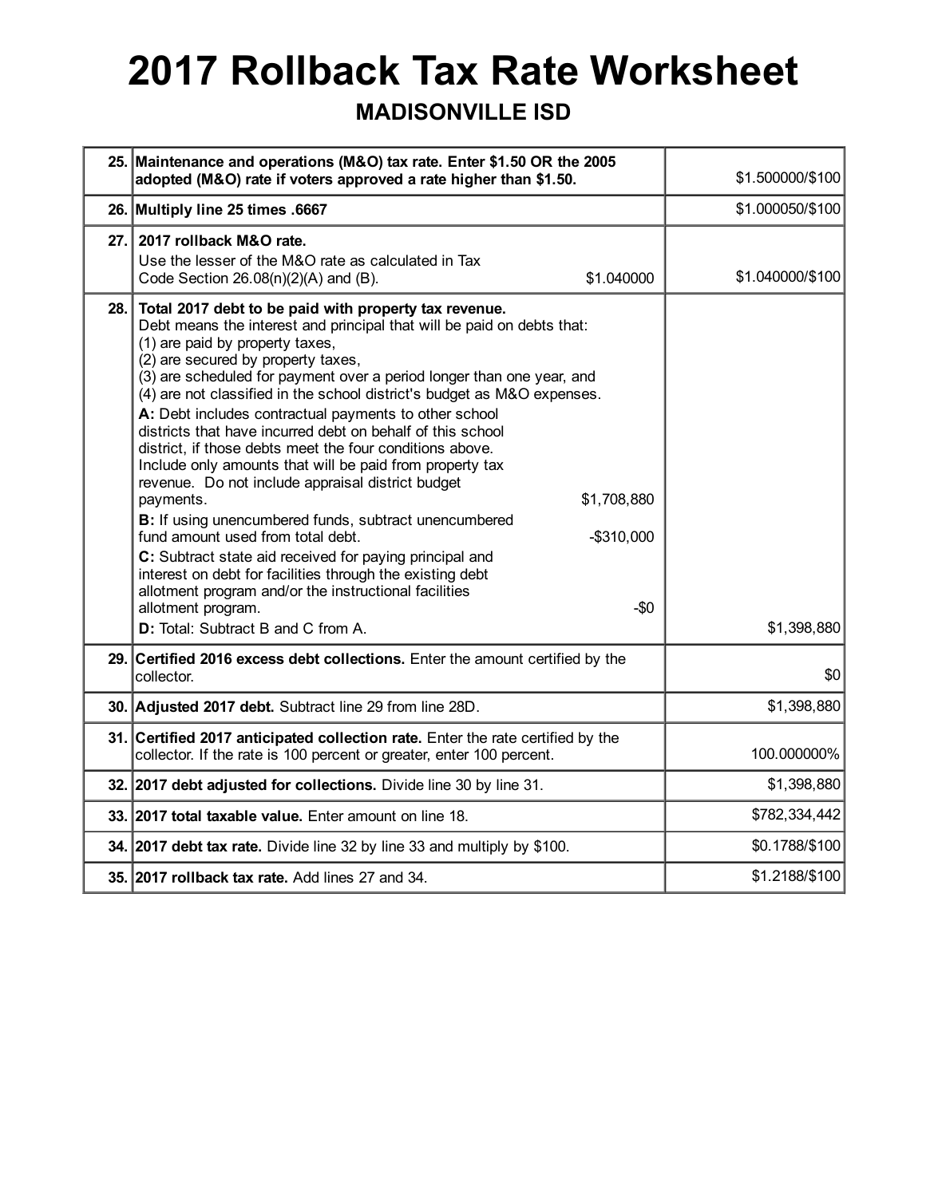# 2017 Rollback Tax Rate Worksheet

## MADISONVILLE ISD

| | | |
|---|---|---|
| 25. | **Maintenance and operations (M&O) tax rate. Enter $1.50 OR the 2005 adopted (M&O) rate if voters approved a rate higher than $1.50.** | $1.500000/$100 |
| 26. | **Multiply line 25 times .6667** | $1.000050/$100 |
| 27. | **2017 rollback M&O rate.**<br>Use the lesser of the M&O rate as calculated in Tax Code Section 26.08(n)(2)(A) and (B). $1.040000 | $1.040000/$100 |
| 28. | **Total 2017 debt to be paid with property tax revenue.**<br>Debt means the interest and principal that will be paid on debts that:<br>(1) are paid by property taxes,<br>(2) are secured by property taxes,<br>(3) are scheduled for payment over a period longer than one year, and<br>(4) are not classified in the school district's budget as M&O expenses.<br>**A:** Debt includes contractual payments to other school districts that have incurred debt on behalf of this school district, if those debts meet the four conditions above. Include only amounts that will be paid from property tax revenue. Do not include appraisal district budget payments. $1,708,880<br>**B:** If using unencumbered funds, subtract unencumbered fund amount used from total debt. -$310,000<br>**C:** Subtract state aid received for paying principal and interest on debt for facilities through the existing debt allotment program and/or the instructional facilities allotment program. -$0<br>**D:** Total: Subtract B and C from A. | $1,398,880 |
| 29. | **Certified 2016 excess debt collections.** Enter the amount certified by the collector. | $0 |
| 30. | **Adjusted 2017 debt.** Subtract line 29 from line 28D. | $1,398,880 |
| 31. | **Certified 2017 anticipated collection rate.** Enter the rate certified by the collector. If the rate is 100 percent or greater, enter 100 percent. | 100.000000% |
| 32. | **2017 debt adjusted for collections.** Divide line 30 by line 31. | $1,398,880 |
| 33. | **2017 total taxable value.** Enter amount on line 18. | $782,334,442 |
| 34. | **2017 debt tax rate.** Divide line 32 by line 33 and multiply by $100. | $0.1788/$100 |
| 35. | **2017 rollback tax rate.** Add lines 27 and 34. | $1.2188/$100 |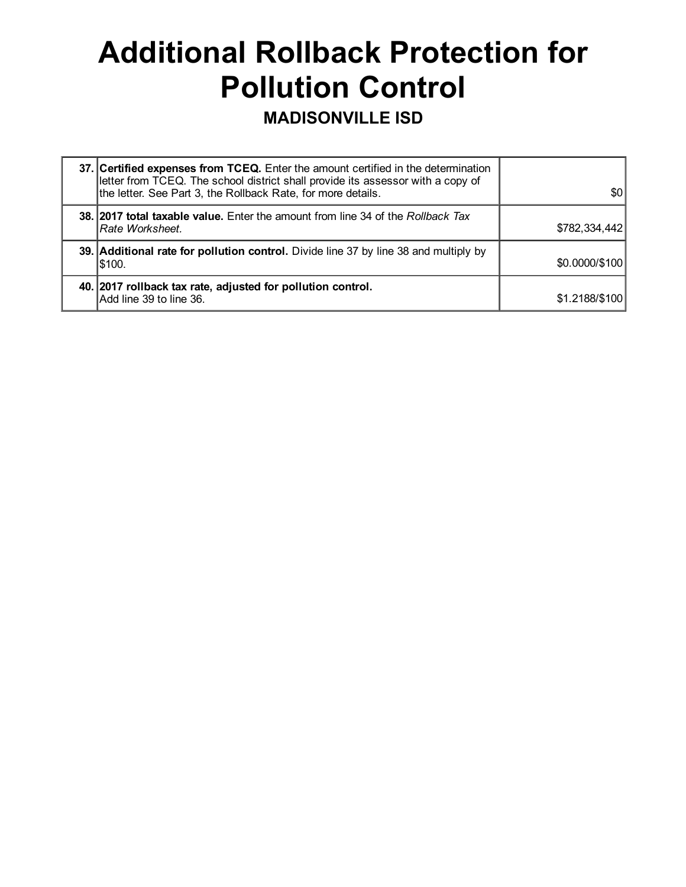# Additional Rollback Protection for Pollution Control

## MADISONVILLE ISD

| | | |
|---|---|---|
| **37.** | **Certified expenses from TCEQ.** Enter the amount certified in the determination letter from TCEQ. The school district shall provide its assessor with a copy of the letter. See Part 3, the Rollback Rate, for more details. | $0 |
| **38.** | **2017 total taxable value.** Enter the amount from line 34 of the *Rollback Tax Rate Worksheet*. | $782,334,442 |
| **39.** | **Additional rate for pollution control.** Divide line 37 by line 38 and multiply by $100. | $0.0000/$100 |
| **40.** | **2017 rollback tax rate, adjusted for pollution control.** Add line 39 to line 36. | $1.2188/$100 |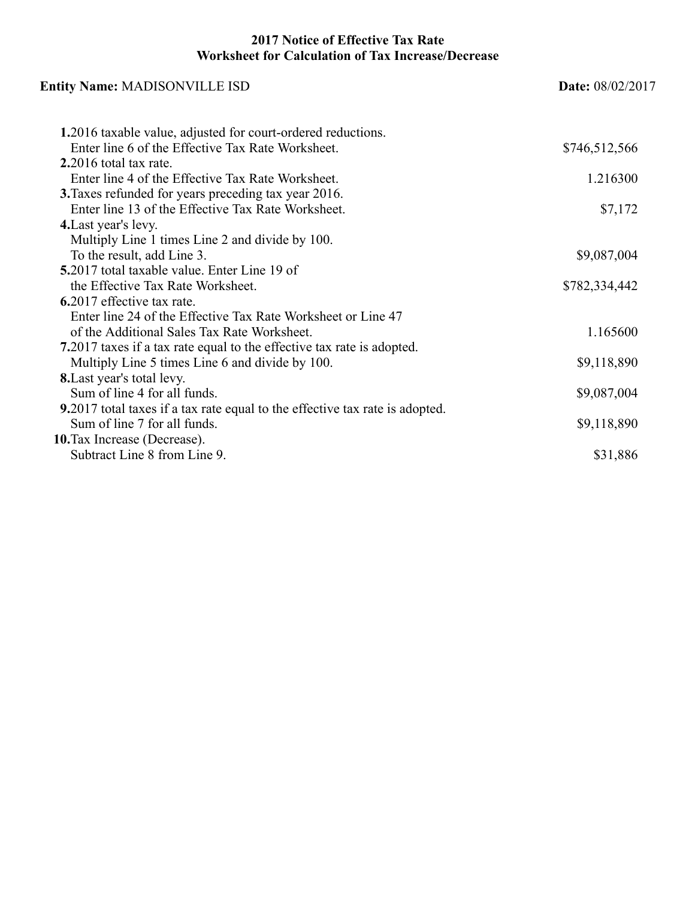# 2017 Notice of Effective Tax Rate
## Worksheet for Calculation of Tax Increase/Decrease

**Entity Name:** MADISONVILLE ISD **Date:** 08/02/2017

| | |
|---|---|
| **1.** 2016 taxable value, adjusted for court-ordered reductions. Enter line 6 of the Effective Tax Rate Worksheet. | $746,512,566 |
| **2.** 2016 total tax rate. Enter line 4 of the Effective Tax Rate Worksheet. | 1.216300 |
| **3.** Taxes refunded for years preceding tax year 2016. Enter line 13 of the Effective Tax Rate Worksheet. | $7,172 |
| **4.** Last year's levy. Multiply Line 1 times Line 2 and divide by 100. To the result, add Line 3. | $9,087,004 |
| **5.** 2017 total taxable value. Enter Line 19 of the Effective Tax Rate Worksheet. | $782,334,442 |
| **6.** 2017 effective tax rate. Enter line 24 of the Effective Tax Rate Worksheet or Line 47 of the Additional Sales Tax Rate Worksheet. | 1.165600 |
| **7.** 2017 taxes if a tax rate equal to the effective tax rate is adopted. Multiply Line 5 times Line 6 and divide by 100. | $9,118,890 |
| **8.** Last year's total levy. Sum of line 4 for all funds. | $9,087,004 |
| **9.** 2017 total taxes if a tax rate equal to the effective tax rate is adopted. Sum of line 7 for all funds. | $9,118,890 |
| **10.** Tax Increase (Decrease). Subtract Line 8 from Line 9. | $31,886 |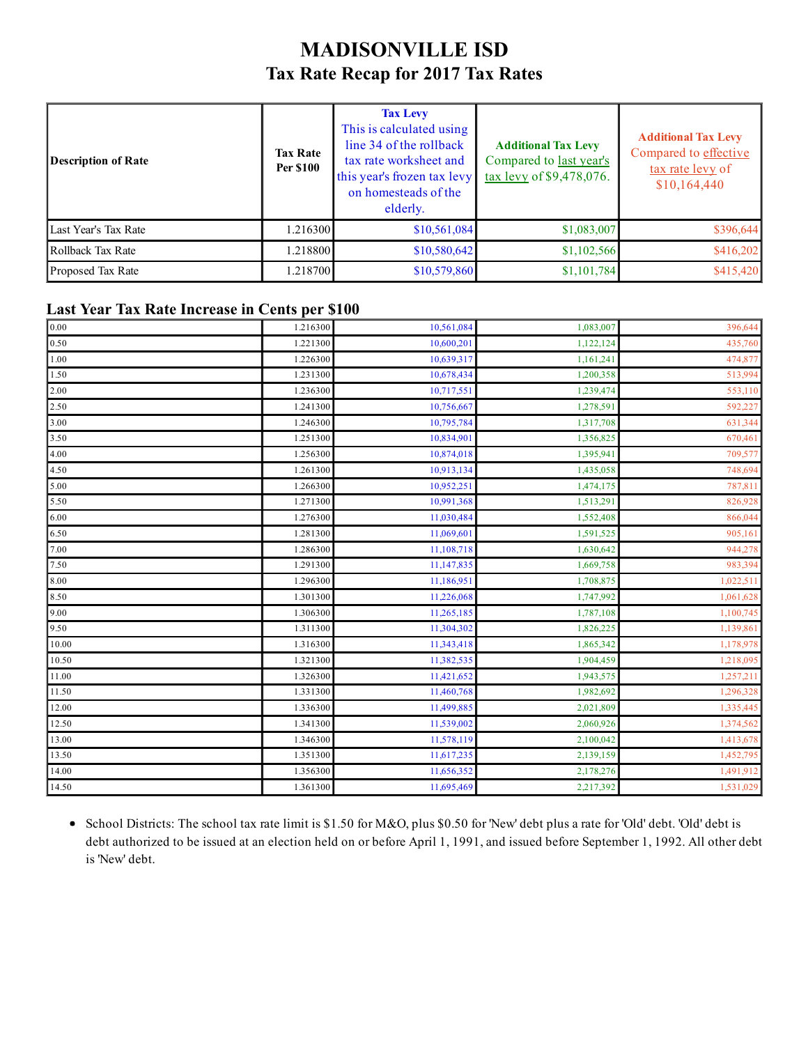# MADISONVILLE ISD

## Tax Rate Recap for 2017 Tax Rates

| Description of Rate | Tax Rate Per $100 | Tax Levy This is calculated using line 34 of the rollback tax rate worksheet and this year's frozen tax levy on homesteads of the elderly. | Additional Tax Levy Compared to last year's tax levy of $9,478,076. | Additional Tax Levy Compared to effective tax rate levy of $10,164,440 |
|---|---|---|---|---|
| Last Year's Tax Rate | 1.216300 | $10,561,084 | $1,083,007 | $396,644 |
| Rollback Tax Rate | 1.218800 | $10,580,642 | $1,102,566 | $416,202 |
| Proposed Tax Rate | 1.218700 | $10,579,860 | $1,101,784 | $415,420 |

### Last Year Tax Rate Increase in Cents per $100

| | | | | |
|---|---|---|---|---|
| 0.00 | 1.216300 | 10,561,084 | 1,083,007 | 396,644 |
| 0.50 | 1.221300 | 10,600,201 | 1,122,124 | 435,760 |
| 1.00 | 1.226300 | 10,639,317 | 1,161,241 | 474,877 |
| 1.50 | 1.231300 | 10,678,434 | 1,200,358 | 513,994 |
| 2.00 | 1.236300 | 10,717,551 | 1,239,474 | 553,110 |
| 2.50 | 1.241300 | 10,756,667 | 1,278,591 | 592,227 |
| 3.00 | 1.246300 | 10,795,784 | 1,317,708 | 631,344 |
| 3.50 | 1.251300 | 10,834,901 | 1,356,825 | 670,461 |
| 4.00 | 1.256300 | 10,874,018 | 1,395,941 | 709,577 |
| 4.50 | 1.261300 | 10,913,134 | 1,435,058 | 748,694 |
| 5.00 | 1.266300 | 10,952,251 | 1,474,175 | 787,811 |
| 5.50 | 1.271300 | 10,991,368 | 1,513,291 | 826,928 |
| 6.00 | 1.276300 | 11,030,484 | 1,552,408 | 866,044 |
| 6.50 | 1.281300 | 11,069,601 | 1,591,525 | 905,161 |
| 7.00 | 1.286300 | 11,108,718 | 1,630,642 | 944,278 |
| 7.50 | 1.291300 | 11,147,835 | 1,669,758 | 983,394 |
| 8.00 | 1.296300 | 11,186,951 | 1,708,875 | 1,022,511 |
| 8.50 | 1.301300 | 11,226,068 | 1,747,992 | 1,061,628 |
| 9.00 | 1.306300 | 11,265,185 | 1,787,108 | 1,100,745 |
| 9.50 | 1.311300 | 11,304,302 | 1,826,225 | 1,139,861 |
| 10.00 | 1.316300 | 11,343,418 | 1,865,342 | 1,178,978 |
| 10.50 | 1.321300 | 11,382,535 | 1,904,459 | 1,218,095 |
| 11.00 | 1.326300 | 11,421,652 | 1,943,575 | 1,257,211 |
| 11.50 | 1.331300 | 11,460,768 | 1,982,692 | 1,296,328 |
| 12.00 | 1.336300 | 11,499,885 | 2,021,809 | 1,335,445 |
| 12.50 | 1.341300 | 11,539,002 | 2,060,926 | 1,374,562 |
| 13.00 | 1.346300 | 11,578,119 | 2,100,042 | 1,413,678 |
| 13.50 | 1.351300 | 11,617,235 | 2,139,159 | 1,452,795 |
| 14.00 | 1.356300 | 11,656,352 | 2,178,276 | 1,491,912 |
| 14.50 | 1.361300 | 11,695,469 | 2,217,392 | 1,531,029 |

- School Districts: The school tax rate limit is $1.50 for M&O, plus $0.50 for 'New' debt plus a rate for 'Old' debt. 'Old' debt is debt authorized to be issued at an election held on or before April 1, 1991, and issued before September 1, 1992. All other debt is 'New' debt.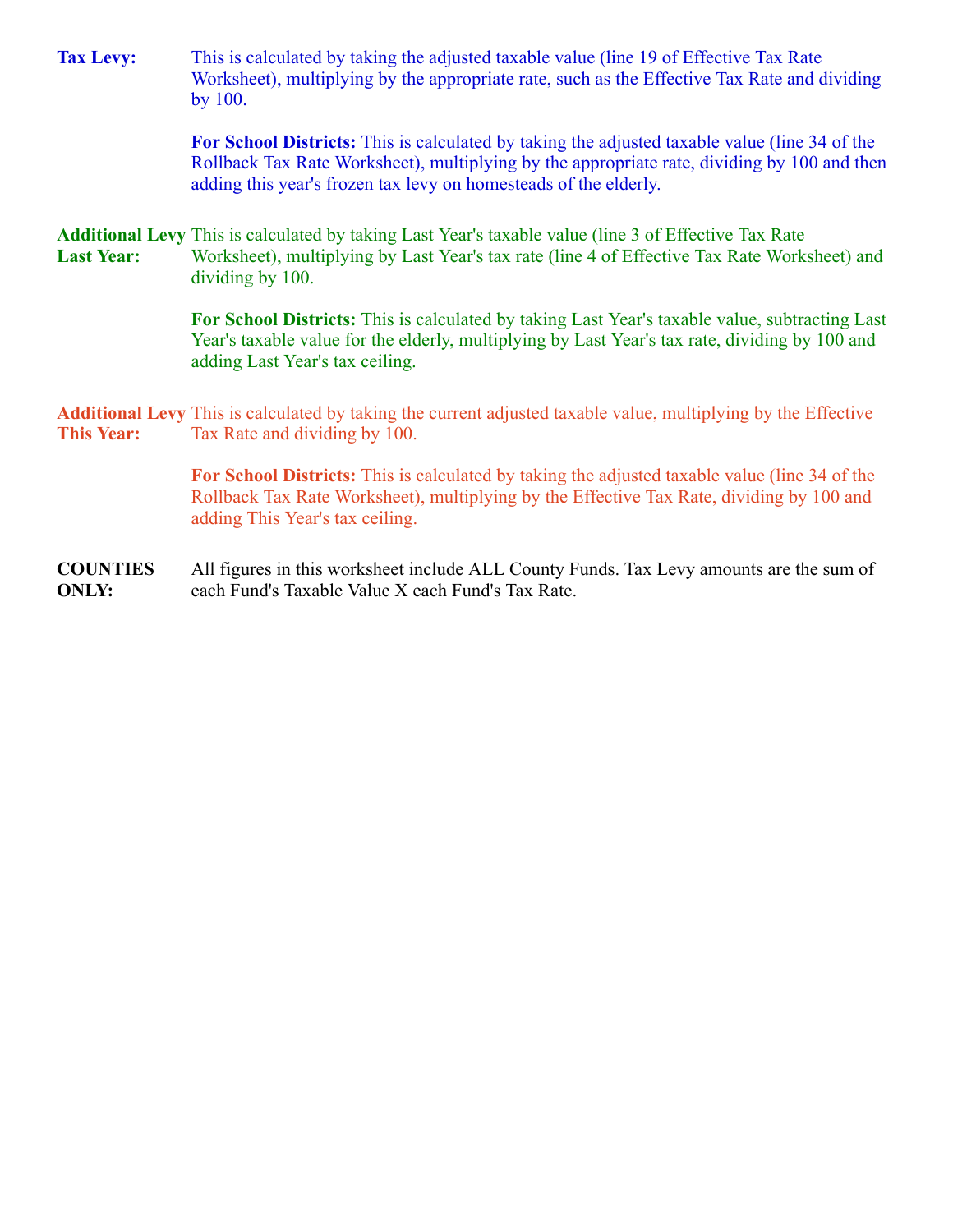**Tax Levy:** This is calculated by taking the adjusted taxable value (line 19 of Effective Tax Rate Worksheet), multiplying by the appropriate rate, such as the Effective Tax Rate and dividing by 100.

**For School Districts:** This is calculated by taking the adjusted taxable value (line 34 of the Rollback Tax Rate Worksheet), multiplying by the appropriate rate, dividing by 100 and then adding this year's frozen tax levy on homesteads of the elderly.

**Additional Levy Last Year:** This is calculated by taking Last Year's taxable value (line 3 of Effective Tax Rate Worksheet), multiplying by Last Year's tax rate (line 4 of Effective Tax Rate Worksheet) and dividing by 100.

**For School Districts:** This is calculated by taking Last Year's taxable value, subtracting Last Year's taxable value for the elderly, multiplying by Last Year's tax rate, dividing by 100 and adding Last Year's tax ceiling.

**Additional Levy This Year:** This is calculated by taking the current adjusted taxable value, multiplying by the Effective Tax Rate and dividing by 100.

**For School Districts:** This is calculated by taking the adjusted taxable value (line 34 of the Rollback Tax Rate Worksheet), multiplying by the Effective Tax Rate, dividing by 100 and adding This Year's tax ceiling.

**COUNTIES ONLY:** All figures in this worksheet include ALL County Funds. Tax Levy amounts are the sum of each Fund's Taxable Value X each Fund's Tax Rate.